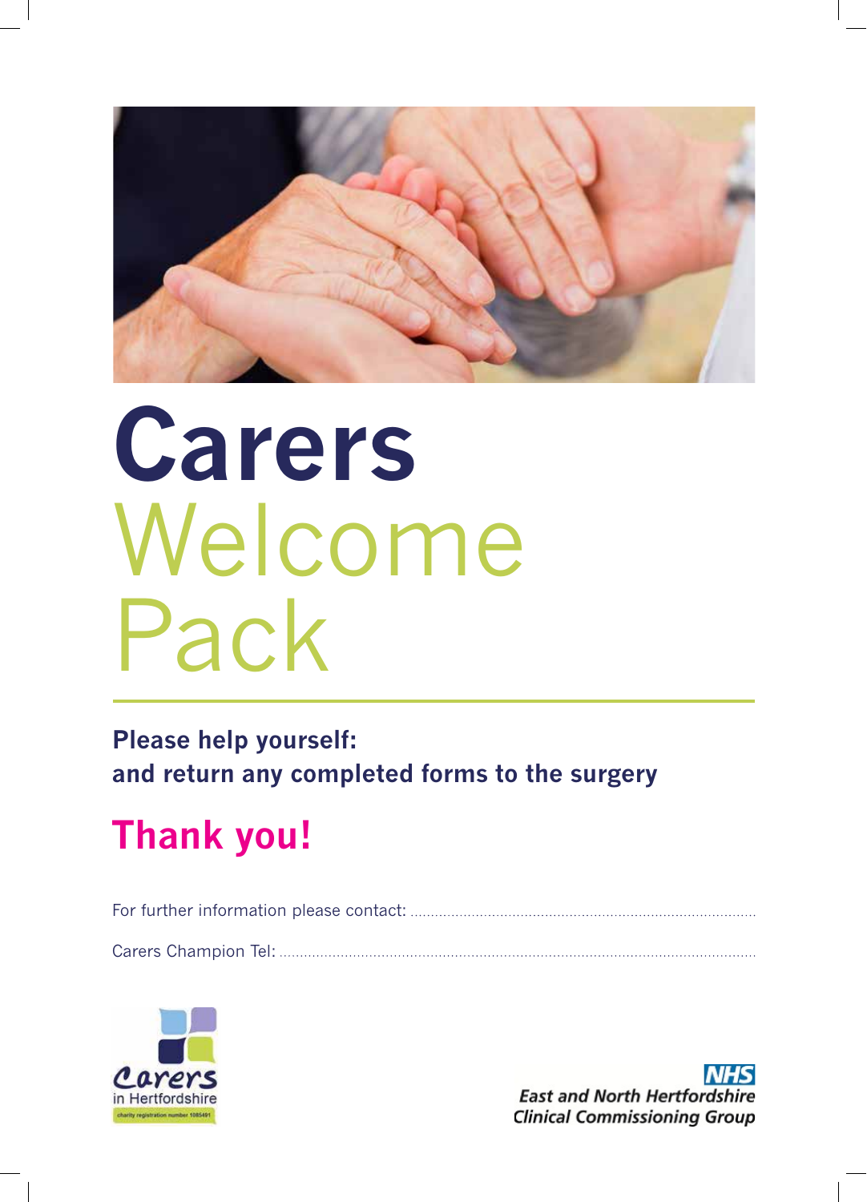# Carers Welcome Pack

**Please help yourself:**
**and return any completed forms to the surgery**

## Thank you!

For further information please contact: ..........................................................................................

Carers Champion Tel: ..........................................................................................

Carers in Hertfordshire
charity registration number 1085491

NHS
East and North Hertfordshire
Clinical Commissioning Group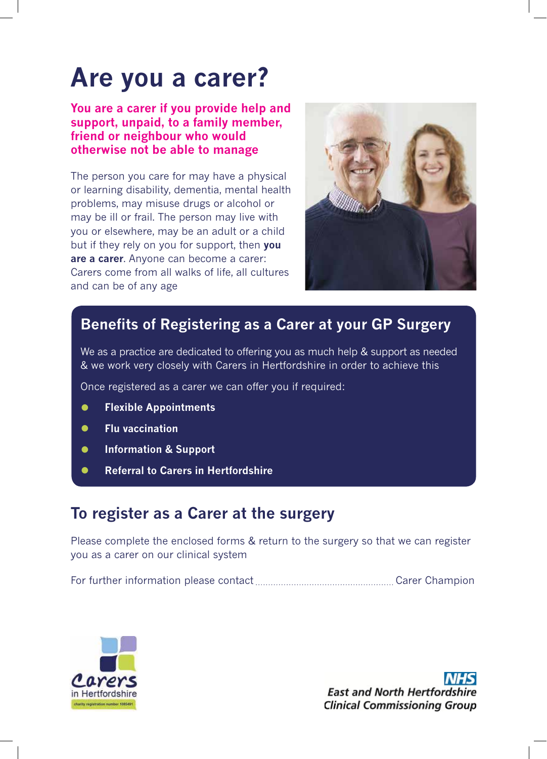# Are you a carer?

**You are a carer if you provide help and support, unpaid, to a family member, friend or neighbour who would otherwise not be able to manage**

The person you care for may have a physical or learning disability, dementia, mental health problems, may misuse drugs or alcohol or may be ill or frail. The person may live with you or elsewhere, may be an adult or a child but if they rely on you for support, then **you are a carer**. Anyone can become a carer: Carers come from all walks of life, all cultures and can be of any age

## Benefits of Registering as a Carer at your GP Surgery

We as a practice are dedicated to offering you as much help & support as needed & we work very closely with Carers in Hertfordshire in order to achieve this

Once registered as a carer we can offer you if required:

- **Flexible Appointments**
- **Flu vaccination**
- **Information & Support**
- **Referral to Carers in Hertfordshire**

## To register as a Carer at the surgery

Please complete the enclosed forms & return to the surgery so that we can register you as a carer on our clinical system

For further information please contact ........................................................ Carer Champion

Carers in Hertfordshire
charity registration number 1085491

NHS
East and North Hertfordshire
Clinical Commissioning Group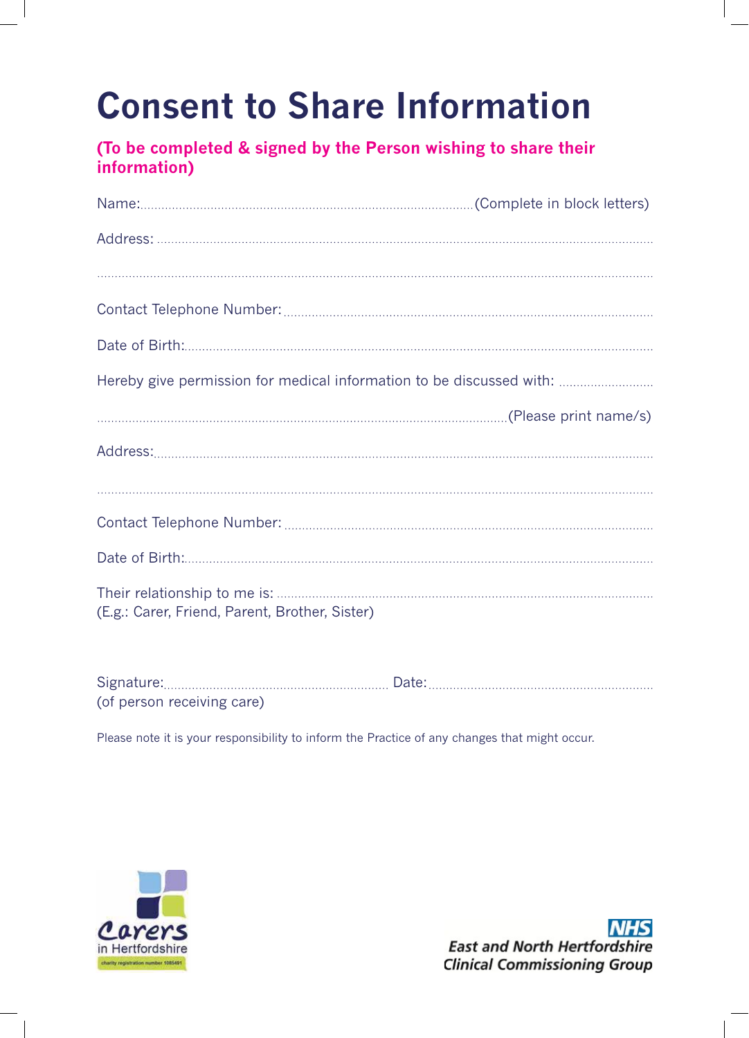# Consent to Share Information

**(To be completed & signed by the Person wishing to share their information)**

Name:............................................................................................(Complete in block letters)

Address: ..........................................................................................................................................

..........................................................................................................................................................

Contact Telephone Number: .......................................................................................................

Date of Birth:...................................................................................................................................

Hereby give permission for medical information to be discussed with: ..........................

......................................................................................................................(Please print name/s)

Address:...........................................................................................................................................

..........................................................................................................................................................

Contact Telephone Number: .......................................................................................................

Date of Birth:...................................................................................................................................

Their relationship to me is: .........................................................................................................
(E.g.: Carer, Friend, Parent, Brother, Sister)

Signature:.............................................................. Date:...............................................................
(of person receiving care)

Please note it is your responsibility to inform the Practice of any changes that might occur.

Carers in Hertfordshire
charity registration number 1085491

NHS
East and North Hertfordshire
Clinical Commissioning Group